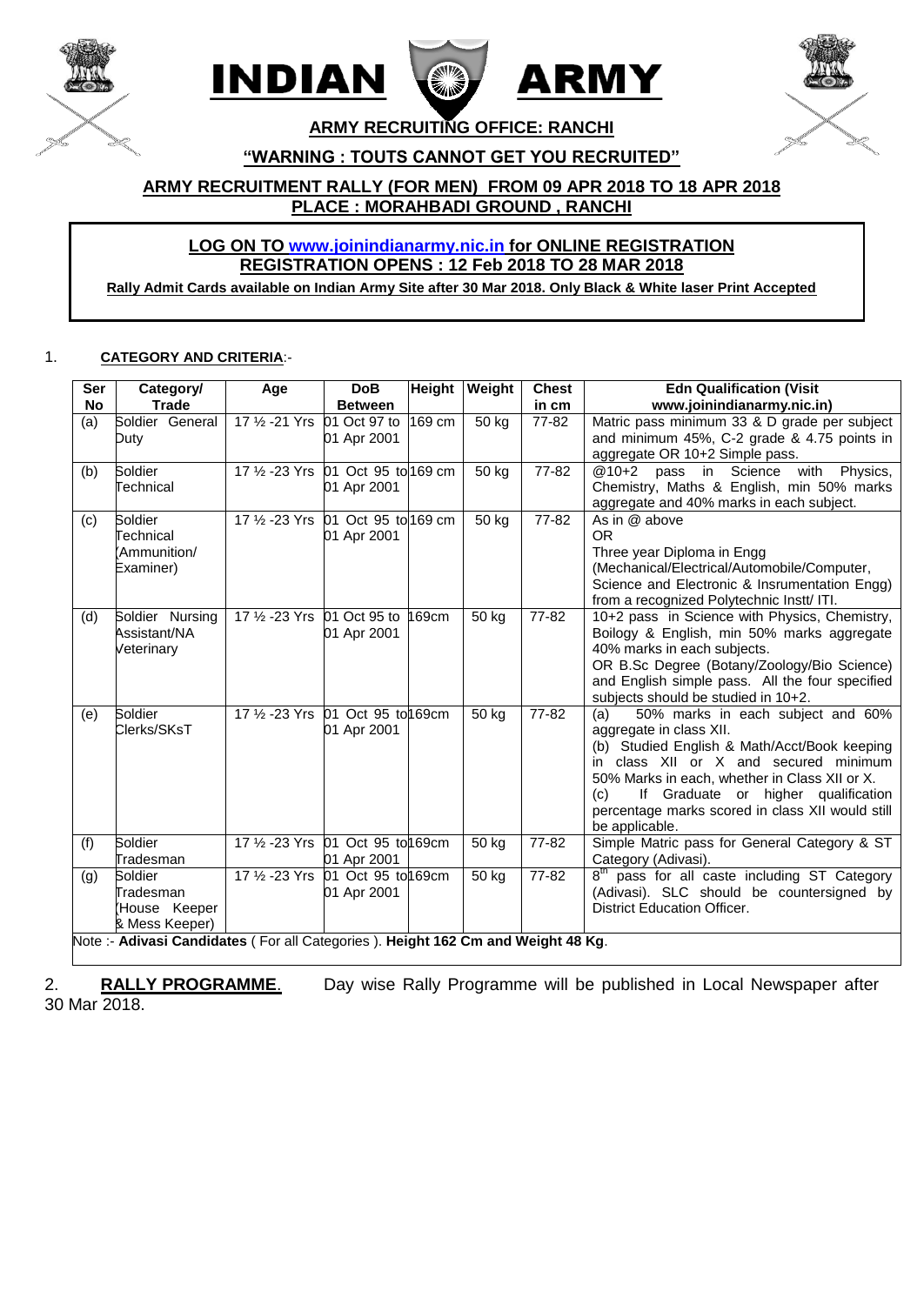# INDIAN ARMY

## ARMY RECRUITING OFFICE: RANCHI

**"WARNING : TOUTS CANNOT GET YOU RECRUITED"**

**ARMY RECRUITMENT RALLY (FOR MEN) FROM 09 APR 2018 TO 18 APR 2018**
**PLACE : MORAHBADI GROUND , RANCHI**

**LOG ON TO www.joinindianarmy.nic.in for ONLINE REGISTRATION**
**REGISTRATION OPENS : 12 Feb 2018 TO 28 MAR 2018**

**Rally Admit Cards available on Indian Army Site after 30 Mar 2018. Only Black & White laser Print Accepted**

1. **CATEGORY AND CRITERIA**:-

| Ser No | Category/ Trade | Age | DoB Between | Height | Weight | Chest in cm | Edn Qualification (Visit www.joinindianarmy.nic.in) |
|---|---|---|---|---|---|---|---|
| (a) | Soldier General Duty | 17 ½ -21 Yrs | 01 Oct 97 to 01 Apr 2001 | 169 cm | 50 kg | 77-82 | Matric pass minimum 33 & D grade per subject and minimum 45%, C-2 grade & 4.75 points in aggregate OR 10+2 Simple pass. |
| (b) | Soldier Technical | 17 ½ -23 Yrs | 01 Oct 95 to 01 Apr 2001 | 169 cm | 50 kg | 77-82 | @10+2 pass in Science with Physics, Chemistry, Maths & English, min 50% marks aggregate and 40% marks in each subject. |
| (c) | Soldier Technical (Ammunition/ Examiner) | 17 ½ -23 Yrs | 01 Oct 95 to 01 Apr 2001 | 169 cm | 50 kg | 77-82 | As in @ above OR Three year Diploma in Engg (Mechanical/Electrical/Automobile/Computer, Science and Electronic & Insrumentation Engg) from a recognized Polytechnic Instt/ ITI. |
| (d) | Soldier Nursing Assistant/NA Veterinary | 17 ½ -23 Yrs | 01 Oct 95 to 01 Apr 2001 | 169cm | 50 kg | 77-82 | 10+2 pass in Science with Physics, Chemistry, Boilogy & English, min 50% marks aggregate 40% marks in each subjects. OR B.Sc Degree (Botany/Zoology/Bio Science) and English simple pass. All the four specified subjects should be studied in 10+2. |
| (e) | Soldier Clerks/SKsT | 17 ½ -23 Yrs | 01 Oct 95 to 01 Apr 2001 | 169cm | 50 kg | 77-82 | (a) 50% marks in each subject and 60% aggregate in class XII. (b) Studied English & Math/Acct/Book keeping in class XII or X and secured minimum 50% Marks in each, whether in Class XII or X. (c) If Graduate or higher qualification percentage marks scored in class XII would still be applicable. |
| (f) | Soldier Tradesman | 17 ½ -23 Yrs | 01 Oct 95 to 01 Apr 2001 | 169cm | 50 kg | 77-82 | Simple Matric pass for General Category & ST Category (Adivasi). |
| (g) | Soldier Tradesman (House Keeper & Mess Keeper) | 17 ½ -23 Yrs | 01 Oct 95 to 01 Apr 2001 | 169cm | 50 kg | 77-82 | 8th pass for all caste including ST Category (Adivasi). SLC should be countersigned by District Education Officer. |

Note :- **Adivasi Candidates** ( For all Categories ). **Height 162 Cm and Weight 48 Kg**.

2. **RALLY PROGRAMME**. Day wise Rally Programme will be published in Local Newspaper after 30 Mar 2018.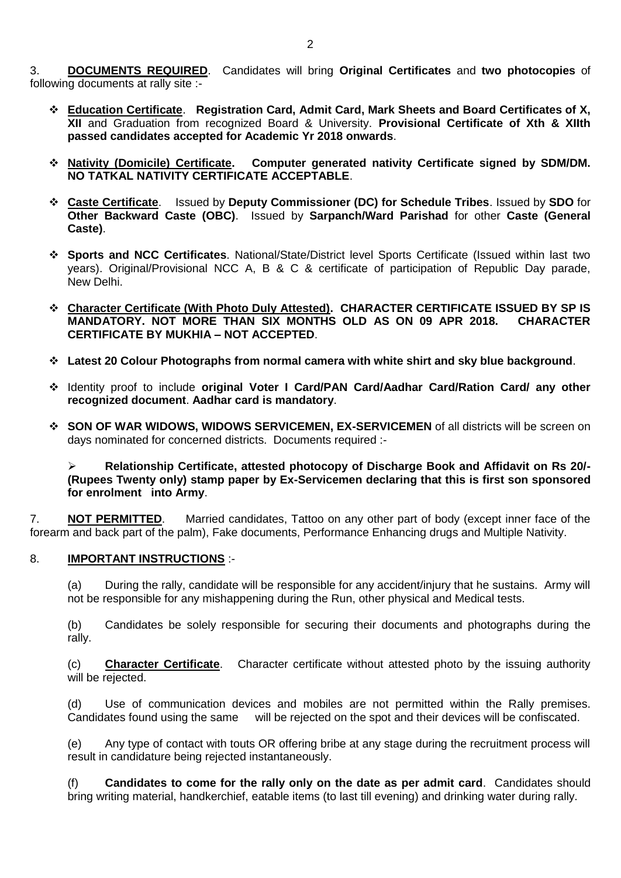3. **DOCUMENTS REQUIRED**. Candidates will bring **Original Certificates** and **two photocopies** of following documents at rally site :-

- **Education Certificate**. **Registration Card, Admit Card, Mark Sheets and Board Certificates of X, XII** and Graduation from recognized Board & University. **Provisional Certificate of Xth & XIIth passed candidates accepted for Academic Yr 2018 onwards**.

- **Nativity (Domicile) Certificate. Computer generated nativity Certificate signed by SDM/DM. NO TATKAL NATIVITY CERTIFICATE ACCEPTABLE**.

- **Caste Certificate**. Issued by **Deputy Commissioner (DC) for Schedule Tribes**. Issued by **SDO** for **Other Backward Caste (OBC)**. Issued by **Sarpanch/Ward Parishad** for other **Caste (General Caste)**.

- **Sports and NCC Certificates**. National/State/District level Sports Certificate (Issued within last two years). Original/Provisional NCC A, B & C & certificate of participation of Republic Day parade, New Delhi.

- **Character Certificate (With Photo Duly Attested). CHARACTER CERTIFICATE ISSUED BY SP IS MANDATORY. NOT MORE THAN SIX MONTHS OLD AS ON 09 APR 2018. CHARACTER CERTIFICATE BY MUKHIA – NOT ACCEPTED**.

- **Latest 20 Colour Photographs from normal camera with white shirt and sky blue background**.

- Identity proof to include **original Voter I Card/PAN Card/Aadhar Card/Ration Card/ any other recognized document**. **Aadhar card is mandatory**.

- **SON OF WAR WIDOWS, WIDOWS SERVICEMEN, EX-SERVICEMEN** of all districts will be screen on days nominated for concerned districts. Documents required :-

  - **Relationship Certificate, attested photocopy of Discharge Book and Affidavit on Rs 20/- (Rupees Twenty only) stamp paper by Ex-Servicemen declaring that this is first son sponsored for enrolment into Army**.

7. **NOT PERMITTED**. Married candidates, Tattoo on any other part of body (except inner face of the forearm and back part of the palm), Fake documents, Performance Enhancing drugs and Multiple Nativity.

8. **IMPORTANT INSTRUCTIONS** :-

(a) During the rally, candidate will be responsible for any accident/injury that he sustains. Army will not be responsible for any mishappening during the Run, other physical and Medical tests.

(b) Candidates be solely responsible for securing their documents and photographs during the rally.

(c) **Character Certificate**. Character certificate without attested photo by the issuing authority will be rejected.

(d) Use of communication devices and mobiles are not permitted within the Rally premises. Candidates found using the same will be rejected on the spot and their devices will be confiscated.

(e) Any type of contact with touts OR offering bribe at any stage during the recruitment process will result in candidature being rejected instantaneously.

(f) **Candidates to come for the rally only on the date as per admit card**. Candidates should bring writing material, handkerchief, eatable items (to last till evening) and drinking water during rally.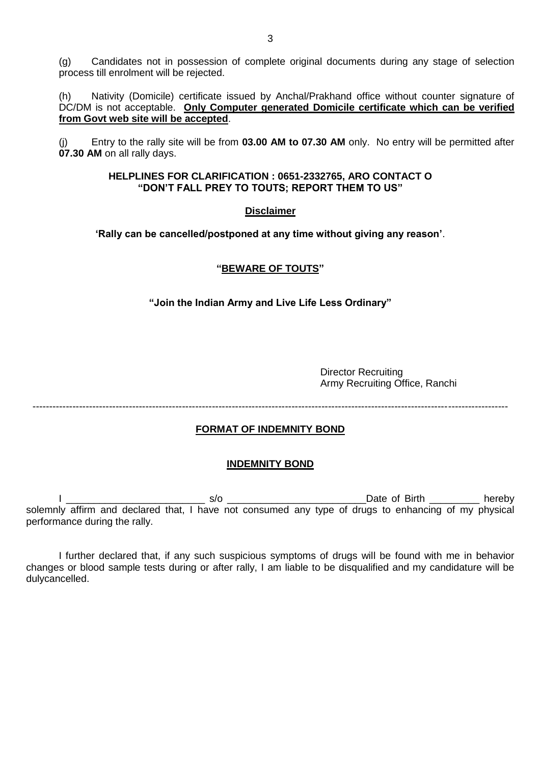(g) Candidates not in possession of complete original documents during any stage of selection process till enrolment will be rejected.

(h) Nativity (Domicile) certificate issued by Anchal/Prakhand office without counter signature of DC/DM is not acceptable. **<u>Only Computer generated Domicile certificate which can be verified from Govt web site will be accepted</u>**.

(j) Entry to the rally site will be from **03.00 AM to 07.30 AM** only. No entry will be permitted after **07.30 AM** on all rally days.

**HELPLINES FOR CLARIFICATION : 0651-2332765, ARO CONTACT O**
**"DON'T FALL PREY TO TOUTS; REPORT THEM TO US"**

**<u>Disclaimer</u>**

**'Rally can be cancelled/postponed at any time without giving any reason'**.

**"<u>BEWARE OF TOUTS</u>"**

**"Join the Indian Army and Live Life Less Ordinary"**

Director Recruiting
Army Recruiting Office, Ranchi

---

**<u>FORMAT OF INDEMNITY BOND</u>**

**<u>INDEMNITY BOND</u>**

I _________________________ s/o _________________________Date of Birth _________ hereby solemnly affirm and declared that, I have not consumed any type of drugs to enhancing of my physical performance during the rally.

I further declared that, if any such suspicious symptoms of drugs will be found with me in behavior changes or blood sample tests during or after rally, I am liable to be disqualified and my candidature will be dulycancelled.